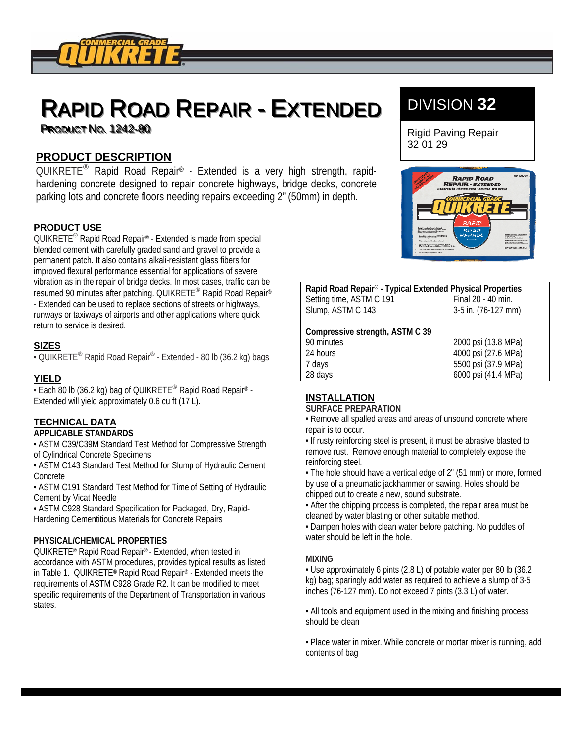# RAPID ROAD REPAIR - EXTENDED

PRODUCT NO. 1242-80

**DIVISION 32**

Rigid Paving Repair
32 01 29

## PRODUCT DESCRIPTION

QUIKRETE® Rapid Road Repair® - Extended is a very high strength, rapid-hardening concrete designed to repair concrete highways, bridge decks, concrete parking lots and concrete floors needing repairs exceeding 2" (50mm) in depth.

## PRODUCT USE

QUIKRETE® Rapid Road Repair® - Extended is made from special blended cement with carefully graded sand and gravel to provide a permanent patch. It also contains alkali-resistant glass fibers for improved flexural performance essential for applications of severe vibration as in the repair of bridge decks. In most cases, traffic can be resumed 90 minutes after patching. QUIKRETE® Rapid Road Repair® - Extended can be used to replace sections of streets or highways, runways or taxiways of airports and other applications where quick return to service is desired.

## SIZES

- QUIKRETE® Rapid Road Repair® - Extended - 80 lb (36.2 kg) bags

## YIELD

- Each 80 lb (36.2 kg) bag of QUIKRETE® Rapid Road Repair® - Extended will yield approximately 0.6 cu ft (17 L).

## TECHNICAL DATA

### APPLICABLE STANDARDS

- ASTM C39/C39M Standard Test Method for Compressive Strength of Cylindrical Concrete Specimens
- ASTM C143 Standard Test Method for Slump of Hydraulic Cement Concrete
- ASTM C191 Standard Test Method for Time of Setting of Hydraulic Cement by Vicat Needle
- ASTM C928 Standard Specification for Packaged, Dry, Rapid-Hardening Cementitious Materials for Concrete Repairs

### PHYSICAL/CHEMICAL PROPERTIES

QUIKRETE® Rapid Road Repair® - Extended, when tested in accordance with ASTM procedures, provides typical results as listed in Table 1. QUIKRETE® Rapid Road Repair® - Extended meets the requirements of ASTM C928 Grade R2. It can be modified to meet specific requirements of the Department of Transportation in various states.

| Rapid Road Repair® - Typical Extended Physical Properties | |
|---|---|
| Setting time, ASTM C 191 | Final 20 - 40 min. |
| Slump, ASTM C 143 | 3-5 in. (76-127 mm) |
| **Compressive strength, ASTM C 39** | |
| 90 minutes | 2000 psi (13.8 MPa) |
| 24 hours | 4000 psi (27.6 MPa) |
| 7 days | 5500 psi (37.9 MPa) |
| 28 days | 6000 psi (41.4 MPa) |

## INSTALLATION

### SURFACE PREPARATION

- Remove all spalled areas and areas of unsound concrete where repair is to occur.
- If rusty reinforcing steel is present, it must be abrasive blasted to remove rust. Remove enough material to completely expose the reinforcing steel.
- The hole should have a vertical edge of 2" (51 mm) or more, formed by use of a pneumatic jackhammer or sawing. Holes should be chipped out to create a new, sound substrate.
- After the chipping process is completed, the repair area must be cleaned by water blasting or other suitable method.
- Dampen holes with clean water before patching. No puddles of water should be left in the hole.

### MIXING

- Use approximately 6 pints (2.8 L) of potable water per 80 lb (36.2 kg) bag; sparingly add water as required to achieve a slump of 3-5 inches (76-127 mm). Do not exceed 7 pints (3.3 L) of water.
- All tools and equipment used in the mixing and finishing process should be clean
- Place water in mixer. While concrete or mortar mixer is running, add contents of bag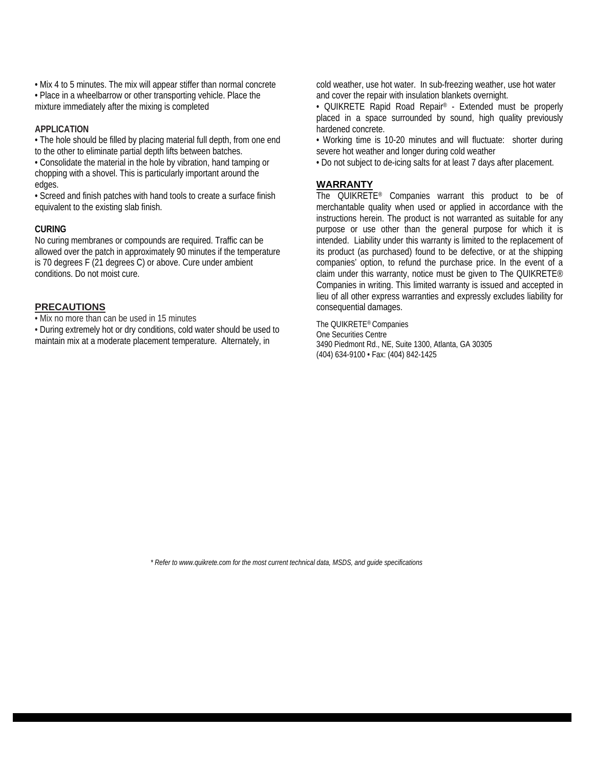- Mix 4 to 5 minutes. The mix will appear stiffer than normal concrete
- Place in a wheelbarrow or other transporting vehicle. Place the mixture immediately after the mixing is completed

**APPLICATION**

- The hole should be filled by placing material full depth, from one end to the other to eliminate partial depth lifts between batches.
- Consolidate the material in the hole by vibration, hand tamping or chopping with a shovel. This is particularly important around the edges.
- Screed and finish patches with hand tools to create a surface finish equivalent to the existing slab finish.

**CURING**

No curing membranes or compounds are required. Traffic can be allowed over the patch in approximately 90 minutes if the temperature is 70 degrees F (21 degrees C) or above. Cure under ambient conditions. Do not moist cure.

## PRECAUTIONS

- Mix no more than can be used in 15 minutes
- During extremely hot or dry conditions, cold water should be used to maintain mix at a moderate placement temperature. Alternately, in cold weather, use hot water. In sub-freezing weather, use hot water and cover the repair with insulation blankets overnight.
- QUIKRETE Rapid Road Repair® - Extended must be properly placed in a space surrounded by sound, high quality previously hardened concrete.
- Working time is 10-20 minutes and will fluctuate: shorter during severe hot weather and longer during cold weather
- Do not subject to de-icing salts for at least 7 days after placement.

## WARRANTY

The QUIKRETE® Companies warrant this product to be of merchantable quality when used or applied in accordance with the instructions herein. The product is not warranted as suitable for any purpose or use other than the general purpose for which it is intended. Liability under this warranty is limited to the replacement of its product (as purchased) found to be defective, or at the shipping companies' option, to refund the purchase price. In the event of a claim under this warranty, notice must be given to The QUIKRETE® Companies in writing. This limited warranty is issued and accepted in lieu of all other express warranties and expressly excludes liability for consequential damages.

The QUIKRETE® Companies
One Securities Centre
3490 Piedmont Rd., NE, Suite 1300, Atlanta, GA 30305
(404) 634-9100 • Fax: (404) 842-1425

*\* Refer to www.quikrete.com for the most current technical data, MSDS, and guide specifications*